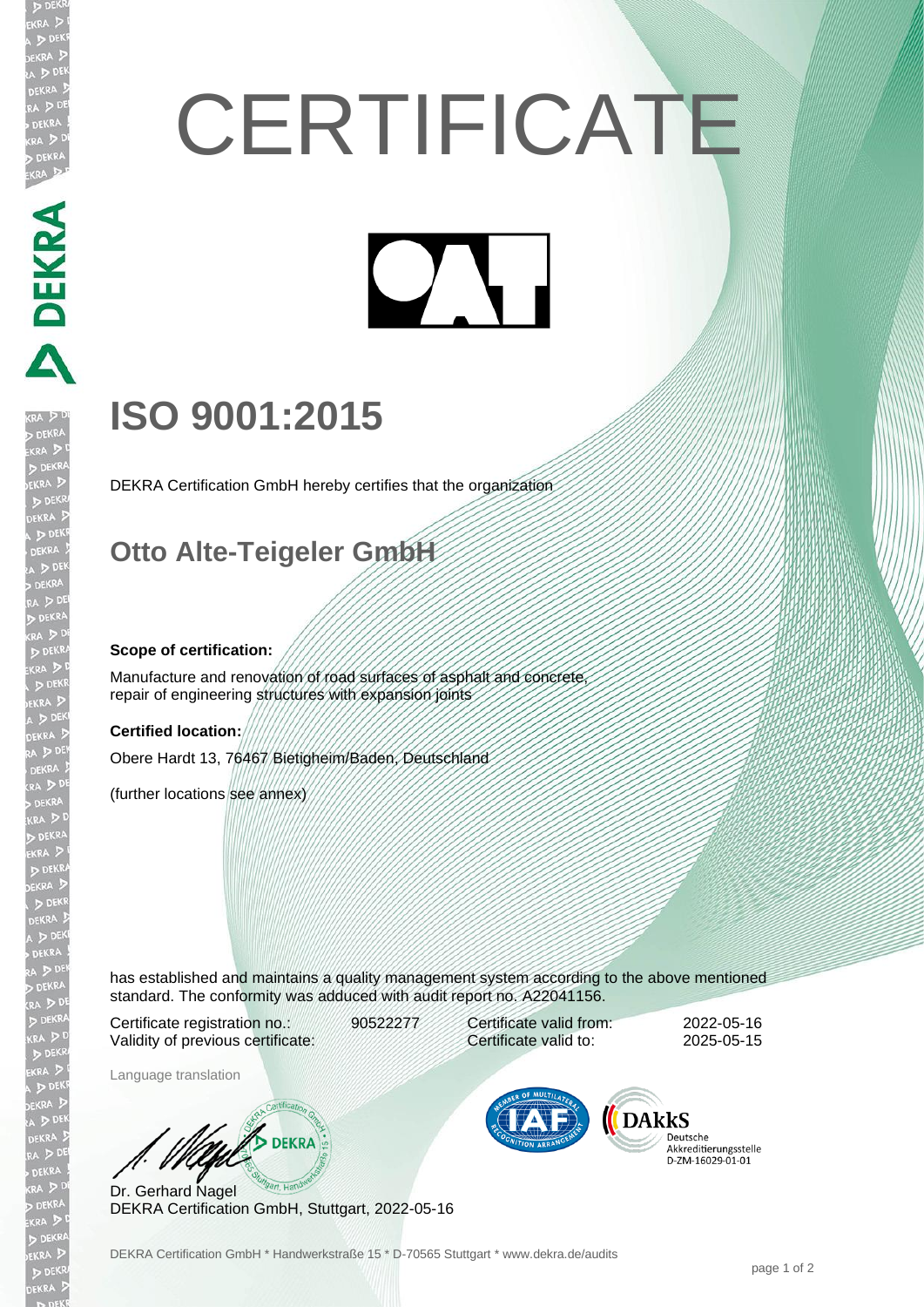# CERTIFICATE

## ISO 9001:2015

DEKRA Certification GmbH hereby certifies that the organization

## Otto Alte-Teigeler GmbH

**Scope of certification:**

Manufacture and renovation of road surfaces of asphalt and concrete, repair of engineering structures with expansion joints

**Certified location:**

Obere Hardt 13, 76467 Bietigheim/Baden, Deutschland

(further locations see annex)

has established and maintains a quality management system according to the above mentioned standard. The conformity was adduced with audit report no. A22041156.

| | | | |
|---|---|---|---|
| Certificate registration no.: | 90522277 | Certificate valid from: | 2022-05-16 |
| Validity of previous certificate: | | Certificate valid to: | 2025-05-15 |

Language translation

Dr. Gerhard Nagel
DEKRA Certification GmbH, Stuttgart, 2022-05-16

DAkkS Deutsche Akkreditierungsstelle D-ZM-16029-01-01

DEKRA Certification GmbH * Handwerkstraße 15 * D-70565 Stuttgart * www.dekra.de/audits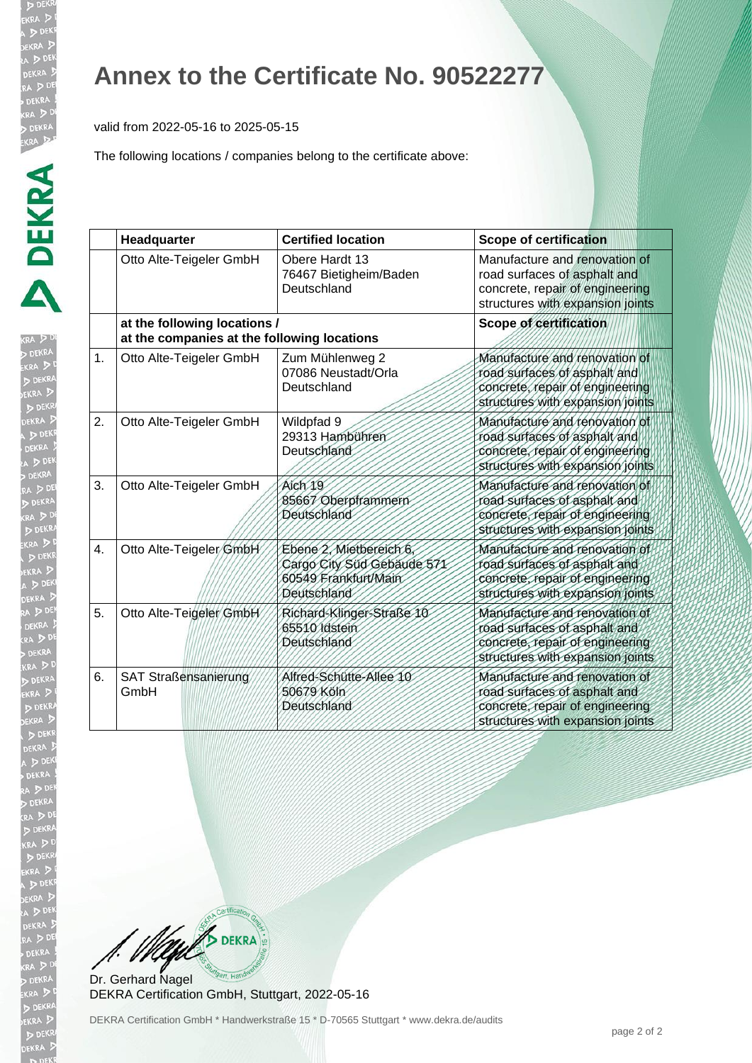# Annex to the Certificate No. 90522277

valid from 2022-05-16 to 2025-05-15

The following locations / companies belong to the certificate above:

| | Headquarter | Certified location | Scope of certification |
|---|---|---|---|
| | Otto Alte-Teigeler GmbH | Obere Hardt 13<br>76467 Bietigheim/Baden<br>Deutschland | Manufacture and renovation of road surfaces of asphalt and concrete, repair of engineering structures with expansion joints |
| | **at the following locations / at the companies at the following locations** | | **Scope of certification** |
| 1. | Otto Alte-Teigeler GmbH | Zum Mühlenweg 2<br>07086 Neustadt/Orla<br>Deutschland | Manufacture and renovation of road surfaces of asphalt and concrete, repair of engineering structures with expansion joints |
| 2. | Otto Alte-Teigeler GmbH | Wildpfad 9<br>29313 Hambühren<br>Deutschland | Manufacture and renovation of road surfaces of asphalt and concrete, repair of engineering structures with expansion joints |
| 3. | Otto Alte-Teigeler GmbH | Aich 19<br>85667 Oberpframmern<br>Deutschland | Manufacture and renovation of road surfaces of asphalt and concrete, repair of engineering structures with expansion joints |
| 4. | Otto Alte-Teigeler GmbH | Ebene 2, Mietbereich 6,<br>Cargo City Süd Gebäude 571<br>60549 Frankfurt/Main<br>Deutschland | Manufacture and renovation of road surfaces of asphalt and concrete, repair of engineering structures with expansion joints |
| 5. | Otto Alte-Teigeler GmbH | Richard-Klinger-Straße 10<br>65510 Idstein<br>Deutschland | Manufacture and renovation of road surfaces of asphalt and concrete, repair of engineering structures with expansion joints |
| 6. | SAT Straßensanierung GmbH | Alfred-Schütte-Allee 10<br>50679 Köln<br>Deutschland | Manufacture and renovation of road surfaces of asphalt and concrete, repair of engineering structures with expansion joints |

Dr. Gerhard Nagel
DEKRA Certification GmbH, Stuttgart, 2022-05-16

DEKRA Certification GmbH * Handwerkstraße 15 * D-70565 Stuttgart * www.dekra.de/audits